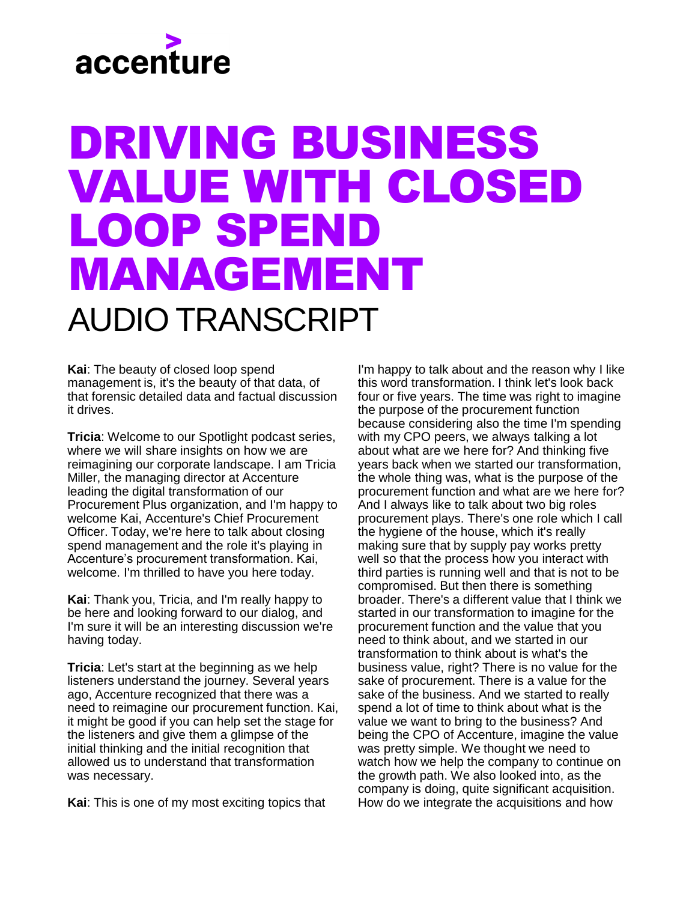# DRIVING BUSINESS VALUE WITH CLOSED LOOP SPEND MANAGEMENT

## AUDIO TRANSCRIPT

**Kai**: The beauty of closed loop spend management is, it's the beauty of that data, of that forensic detailed data and factual discussion it drives.

**Tricia**: Welcome to our Spotlight podcast series, where we will share insights on how we are reimagining our corporate landscape. I am Tricia Miller, the managing director at Accenture leading the digital transformation of our Procurement Plus organization, and I'm happy to welcome Kai, Accenture's Chief Procurement Officer. Today, we're here to talk about closing spend management and the role it's playing in Accenture's procurement transformation. Kai, welcome. I'm thrilled to have you here today.

**Kai**: Thank you, Tricia, and I'm really happy to be here and looking forward to our dialog, and I'm sure it will be an interesting discussion we're having today.

**Tricia**: Let's start at the beginning as we help listeners understand the journey. Several years ago, Accenture recognized that there was a need to reimagine our procurement function. Kai, it might be good if you can help set the stage for the listeners and give them a glimpse of the initial thinking and the initial recognition that allowed us to understand that transformation was necessary.

**Kai**: This is one of my most exciting topics that I'm happy to talk about and the reason why I like this word transformation. I think let's look back four or five years. The time was right to imagine the purpose of the procurement function because considering also the time I'm spending with my CPO peers, we always talking a lot about what are we here for? And thinking five years back when we started our transformation, the whole thing was, what is the purpose of the procurement function and what are we here for? And I always like to talk about two big roles procurement plays. There's one role which I call the hygiene of the house, which it's really making sure that by supply pay works pretty well so that the process how you interact with third parties is running well and that is not to be compromised. But then there is something broader. There's a different value that I think we started in our transformation to imagine for the procurement function and the value that you need to think about, and we started in our transformation to think about is what's the business value, right? There is no value for the sake of procurement. There is a value for the sake of the business. And we started to really spend a lot of time to think about what is the value we want to bring to the business? And being the CPO of Accenture, imagine the value was pretty simple. We thought we need to watch how we help the company to continue on the growth path. We also looked into, as the company is doing, quite significant acquisition. How do we integrate the acquisitions and how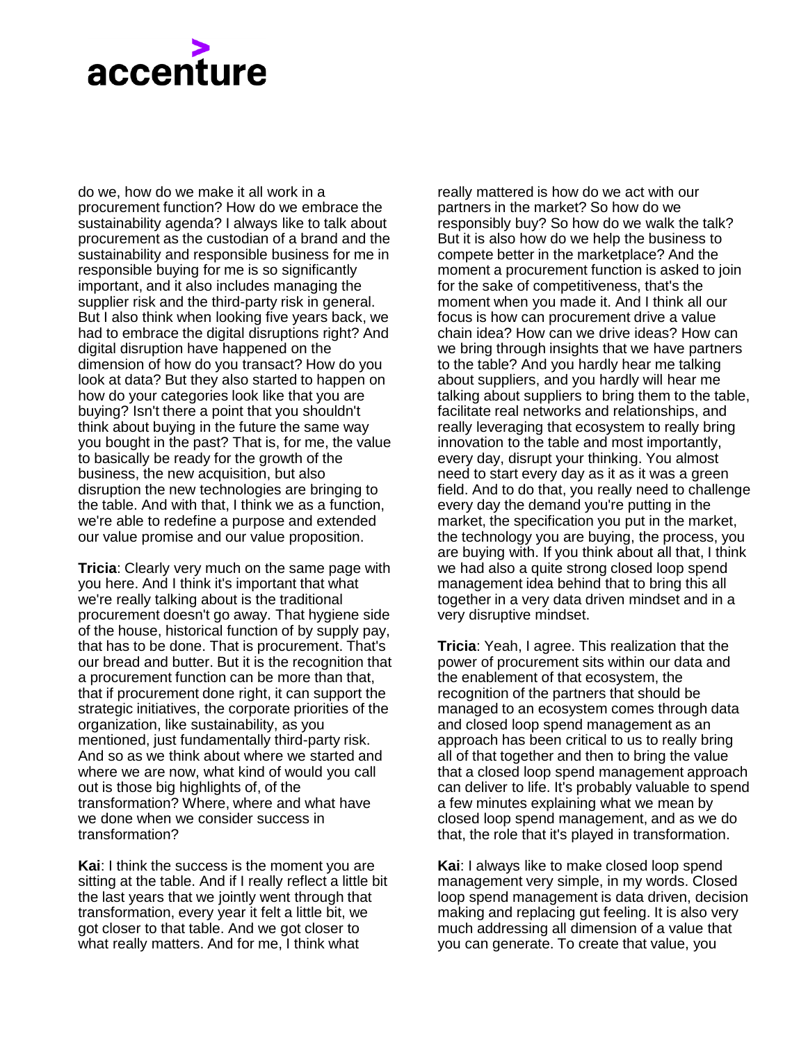do we, how do we make it all work in a procurement function? How do we embrace the sustainability agenda? I always like to talk about procurement as the custodian of a brand and the sustainability and responsible business for me in responsible buying for me is so significantly important, and it also includes managing the supplier risk and the third-party risk in general. But I also think when looking five years back, we had to embrace the digital disruptions right? And digital disruption have happened on the dimension of how do you transact? How do you look at data? But they also started to happen on how do your categories look like that you are buying? Isn't there a point that you shouldn't think about buying in the future the same way you bought in the past? That is, for me, the value to basically be ready for the growth of the business, the new acquisition, but also disruption the new technologies are bringing to the table. And with that, I think we as a function, we're able to redefine a purpose and extended our value promise and our value proposition.

**Tricia**: Clearly very much on the same page with you here. And I think it's important that what we're really talking about is the traditional procurement doesn't go away. That hygiene side of the house, historical function of by supply pay, that has to be done. That is procurement. That's our bread and butter. But it is the recognition that a procurement function can be more than that, that if procurement done right, it can support the strategic initiatives, the corporate priorities of the organization, like sustainability, as you mentioned, just fundamentally third-party risk. And so as we think about where we started and where we are now, what kind of would you call out is those big highlights of, of the transformation? Where, where and what have we done when we consider success in transformation?

**Kai**: I think the success is the moment you are sitting at the table. And if I really reflect a little bit the last years that we jointly went through that transformation, every year it felt a little bit, we got closer to that table. And we got closer to what really matters. And for me, I think what really mattered is how do we act with our partners in the market? So how do we responsibly buy? So how do we walk the talk? But it is also how do we help the business to compete better in the marketplace? And the moment a procurement function is asked to join for the sake of competitiveness, that's the moment when you made it. And I think all our focus is how can procurement drive a value chain idea? How can we drive ideas? How can we bring through insights that we have partners to the table? And you hardly hear me talking about suppliers, and you hardly will hear me talking about suppliers to bring them to the table, facilitate real networks and relationships, and really leveraging that ecosystem to really bring innovation to the table and most importantly, every day, disrupt your thinking. You almost need to start every day as it as it was a green field. And to do that, you really need to challenge every day the demand you're putting in the market, the specification you put in the market, the technology you are buying, the process, you are buying with. If you think about all that, I think we had also a quite strong closed loop spend management idea behind that to bring this all together in a very data driven mindset and in a very disruptive mindset.

**Tricia**: Yeah, I agree. This realization that the power of procurement sits within our data and the enablement of that ecosystem, the recognition of the partners that should be managed to an ecosystem comes through data and closed loop spend management as an approach has been critical to us to really bring all of that together and then to bring the value that a closed loop spend management approach can deliver to life. It's probably valuable to spend a few minutes explaining what we mean by closed loop spend management, and as we do that, the role that it's played in transformation.

**Kai**: I always like to make closed loop spend management very simple, in my words. Closed loop spend management is data driven, decision making and replacing gut feeling. It is also very much addressing all dimension of a value that you can generate. To create that value, you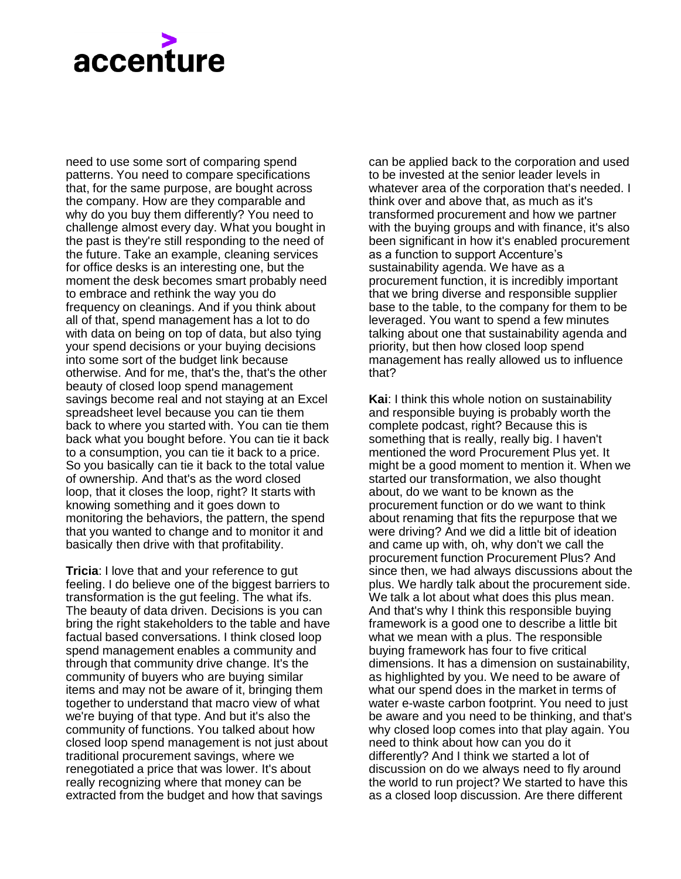need to use some sort of comparing spend patterns. You need to compare specifications that, for the same purpose, are bought across the company. How are they comparable and why do you buy them differently? You need to challenge almost every day. What you bought in the past is they're still responding to the need of the future. Take an example, cleaning services for office desks is an interesting one, but the moment the desk becomes smart probably need to embrace and rethink the way you do frequency on cleanings. And if you think about all of that, spend management has a lot to do with data on being on top of data, but also tying your spend decisions or your buying decisions into some sort of the budget link because otherwise. And for me, that's the, that's the other beauty of closed loop spend management savings become real and not staying at an Excel spreadsheet level because you can tie them back to where you started with. You can tie them back what you bought before. You can tie it back to a consumption, you can tie it back to a price. So you basically can tie it back to the total value of ownership. And that's as the word closed loop, that it closes the loop, right? It starts with knowing something and it goes down to monitoring the behaviors, the pattern, the spend that you wanted to change and to monitor it and basically then drive with that profitability.

**Tricia**: I love that and your reference to gut feeling. I do believe one of the biggest barriers to transformation is the gut feeling. The what ifs. The beauty of data driven. Decisions is you can bring the right stakeholders to the table and have factual based conversations. I think closed loop spend management enables a community and through that community drive change. It's the community of buyers who are buying similar items and may not be aware of it, bringing them together to understand that macro view of what we're buying of that type. And but it's also the community of functions. You talked about how closed loop spend management is not just about traditional procurement savings, where we renegotiated a price that was lower. It's about really recognizing where that money can be extracted from the budget and how that savings can be applied back to the corporation and used to be invested at the senior leader levels in whatever area of the corporation that's needed. I think over and above that, as much as it's transformed procurement and how we partner with the buying groups and with finance, it's also been significant in how it's enabled procurement as a function to support Accenture's sustainability agenda. We have as a procurement function, it is incredibly important that we bring diverse and responsible supplier base to the table, to the company for them to be leveraged. You want to spend a few minutes talking about one that sustainability agenda and priority, but then how closed loop spend management has really allowed us to influence that?

**Kai**: I think this whole notion on sustainability and responsible buying is probably worth the complete podcast, right? Because this is something that is really, really big. I haven't mentioned the word Procurement Plus yet. It might be a good moment to mention it. When we started our transformation, we also thought about, do we want to be known as the procurement function or do we want to think about renaming that fits the repurpose that we were driving? And we did a little bit of ideation and came up with, oh, why don't we call the procurement function Procurement Plus? And since then, we had always discussions about the plus. We hardly talk about the procurement side. We talk a lot about what does this plus mean. And that's why I think this responsible buying framework is a good one to describe a little bit what we mean with a plus. The responsible buying framework has four to five critical dimensions. It has a dimension on sustainability, as highlighted by you. We need to be aware of what our spend does in the market in terms of water e-waste carbon footprint. You need to just be aware and you need to be thinking, and that's why closed loop comes into that play again. You need to think about how can you do it differently? And I think we started a lot of discussion on do we always need to fly around the world to run project? We started to have this as a closed loop discussion. Are there different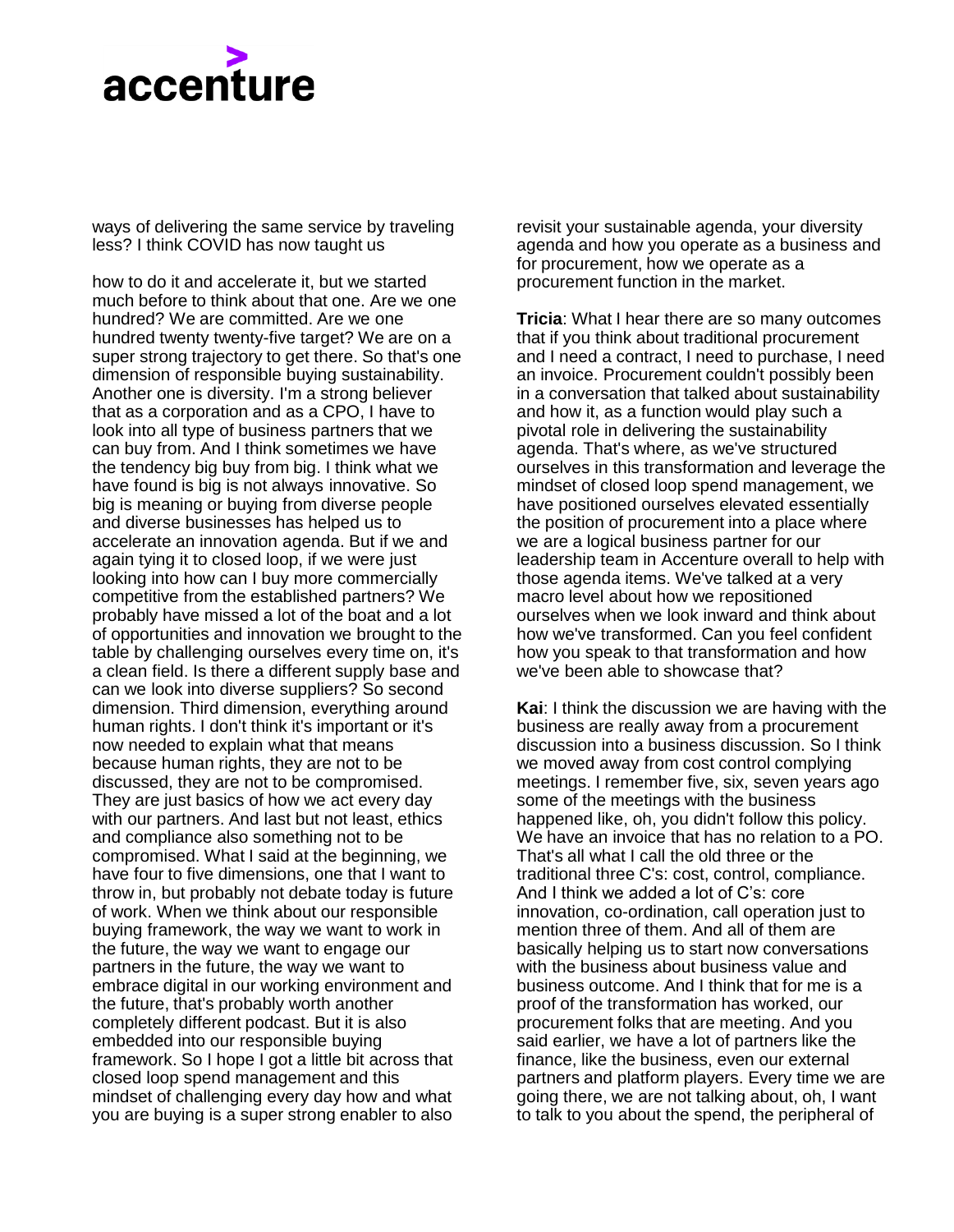ways of delivering the same service by traveling less? I think COVID has now taught us

how to do it and accelerate it, but we started much before to think about that one. Are we one hundred? We are committed. Are we one hundred twenty twenty-five target? We are on a super strong trajectory to get there. So that's one dimension of responsible buying sustainability. Another one is diversity. I'm a strong believer that as a corporation and as a CPO, I have to look into all type of business partners that we can buy from. And I think sometimes we have the tendency big buy from big. I think what we have found is big is not always innovative. So big is meaning or buying from diverse people and diverse businesses has helped us to accelerate an innovation agenda. But if we and again tying it to closed loop, if we were just looking into how can I buy more commercially competitive from the established partners? We probably have missed a lot of the boat and a lot of opportunities and innovation we brought to the table by challenging ourselves every time on, it's a clean field. Is there a different supply base and can we look into diverse suppliers? So second dimension. Third dimension, everything around human rights. I don't think it's important or it's now needed to explain what that means because human rights, they are not to be discussed, they are not to be compromised. They are just basics of how we act every day with our partners. And last but not least, ethics and compliance also something not to be compromised. What I said at the beginning, we have four to five dimensions, one that I want to throw in, but probably not debate today is future of work. When we think about our responsible buying framework, the way we want to work in the future, the way we want to engage our partners in the future, the way we want to embrace digital in our working environment and the future, that's probably worth another completely different podcast. But it is also embedded into our responsible buying framework. So I hope I got a little bit across that closed loop spend management and this mindset of challenging every day how and what you are buying is a super strong enabler to also revisit your sustainable agenda, your diversity agenda and how you operate as a business and for procurement, how we operate as a procurement function in the market.

**Tricia**: What I hear there are so many outcomes that if you think about traditional procurement and I need a contract, I need to purchase, I need an invoice. Procurement couldn't possibly been in a conversation that talked about sustainability and how it, as a function would play such a pivotal role in delivering the sustainability agenda. That's where, as we've structured ourselves in this transformation and leverage the mindset of closed loop spend management, we have positioned ourselves elevated essentially the position of procurement into a place where we are a logical business partner for our leadership team in Accenture overall to help with those agenda items. We've talked at a very macro level about how we repositioned ourselves when we look inward and think about how we've transformed. Can you feel confident how you speak to that transformation and how we've been able to showcase that?

**Kai**: I think the discussion we are having with the business are really away from a procurement discussion into a business discussion. So I think we moved away from cost control complying meetings. I remember five, six, seven years ago some of the meetings with the business happened like, oh, you didn't follow this policy. We have an invoice that has no relation to a PO. That's all what I call the old three or the traditional three C's: cost, control, compliance. And I think we added a lot of C's: core innovation, co-ordination, call operation just to mention three of them. And all of them are basically helping us to start now conversations with the business about business value and business outcome. And I think that for me is a proof of the transformation has worked, our procurement folks that are meeting. And you said earlier, we have a lot of partners like the finance, like the business, even our external partners and platform players. Every time we are going there, we are not talking about, oh, I want to talk to you about the spend, the peripheral of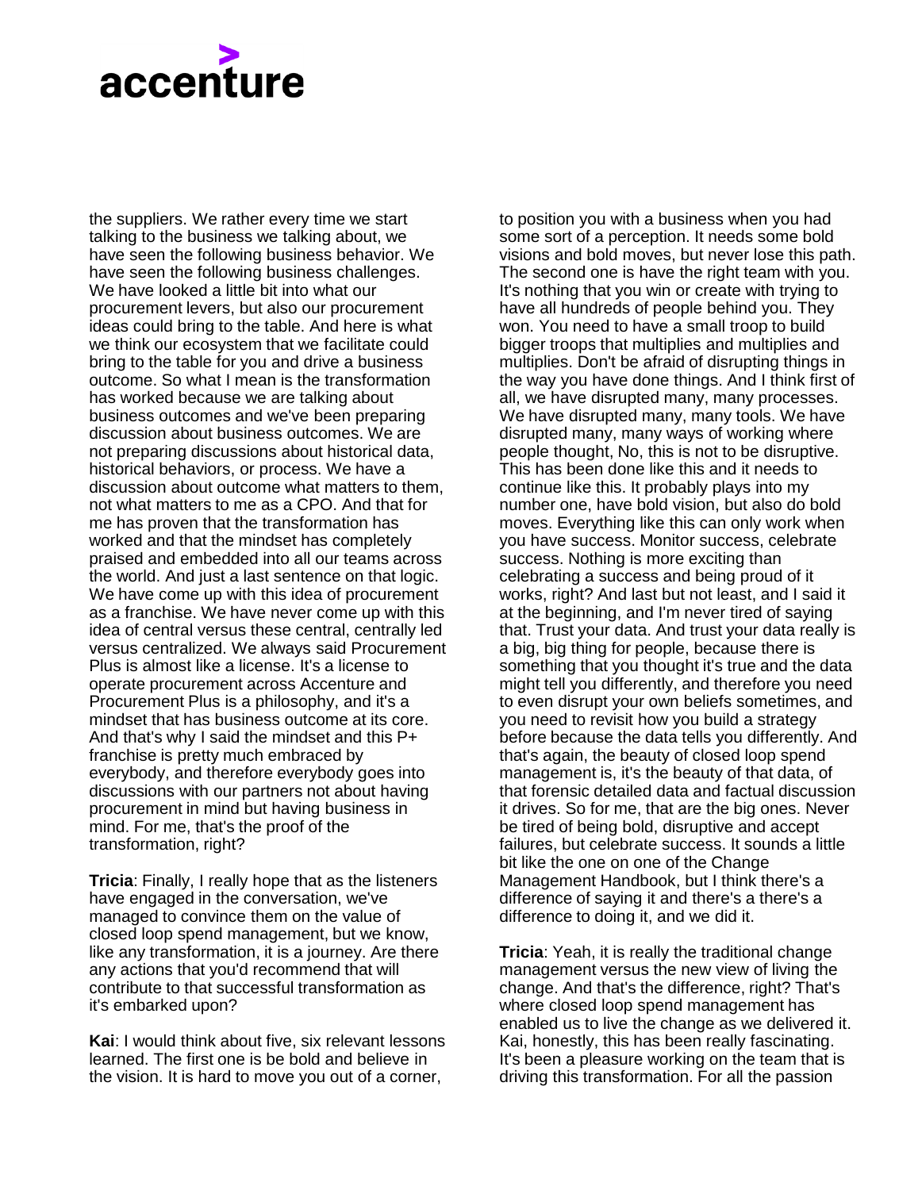the suppliers. We rather every time we start talking to the business we talking about, we have seen the following business behavior. We have seen the following business challenges. We have looked a little bit into what our procurement levers, but also our procurement ideas could bring to the table. And here is what we think our ecosystem that we facilitate could bring to the table for you and drive a business outcome. So what I mean is the transformation has worked because we are talking about business outcomes and we've been preparing discussion about business outcomes. We are not preparing discussions about historical data, historical behaviors, or process. We have a discussion about outcome what matters to them, not what matters to me as a CPO. And that for me has proven that the transformation has worked and that the mindset has completely praised and embedded into all our teams across the world. And just a last sentence on that logic. We have come up with this idea of procurement as a franchise. We have never come up with this idea of central versus these central, centrally led versus centralized. We always said Procurement Plus is almost like a license. It's a license to operate procurement across Accenture and Procurement Plus is a philosophy, and it's a mindset that has business outcome at its core. And that's why I said the mindset and this P+ franchise is pretty much embraced by everybody, and therefore everybody goes into discussions with our partners not about having procurement in mind but having business in mind. For me, that's the proof of the transformation, right?

**Tricia**: Finally, I really hope that as the listeners have engaged in the conversation, we've managed to convince them on the value of closed loop spend management, but we know, like any transformation, it is a journey. Are there any actions that you'd recommend that will contribute to that successful transformation as it's embarked upon?

**Kai**: I would think about five, six relevant lessons learned. The first one is be bold and believe in the vision. It is hard to move you out of a corner, to position you with a business when you had some sort of a perception. It needs some bold visions and bold moves, but never lose this path. The second one is have the right team with you. It's nothing that you win or create with trying to have all hundreds of people behind you. They won. You need to have a small troop to build bigger troops that multiplies and multiplies and multiplies. Don't be afraid of disrupting things in the way you have done things. And I think first of all, we have disrupted many, many processes. We have disrupted many, many tools. We have disrupted many, many ways of working where people thought, No, this is not to be disruptive. This has been done like this and it needs to continue like this. It probably plays into my number one, have bold vision, but also do bold moves. Everything like this can only work when you have success. Monitor success, celebrate success. Nothing is more exciting than celebrating a success and being proud of it works, right? And last but not least, and I said it at the beginning, and I'm never tired of saying that. Trust your data. And trust your data really is a big, big thing for people, because there is something that you thought it's true and the data might tell you differently, and therefore you need to even disrupt your own beliefs sometimes, and you need to revisit how you build a strategy before because the data tells you differently. And that's again, the beauty of closed loop spend management is, it's the beauty of that data, of that forensic detailed data and factual discussion it drives. So for me, that are the big ones. Never be tired of being bold, disruptive and accept failures, but celebrate success. It sounds a little bit like the one on one of the Change Management Handbook, but I think there's a difference of saying it and there's a there's a difference to doing it, and we did it.

**Tricia**: Yeah, it is really the traditional change management versus the new view of living the change. And that's the difference, right? That's where closed loop spend management has enabled us to live the change as we delivered it. Kai, honestly, this has been really fascinating. It's been a pleasure working on the team that is driving this transformation. For all the passion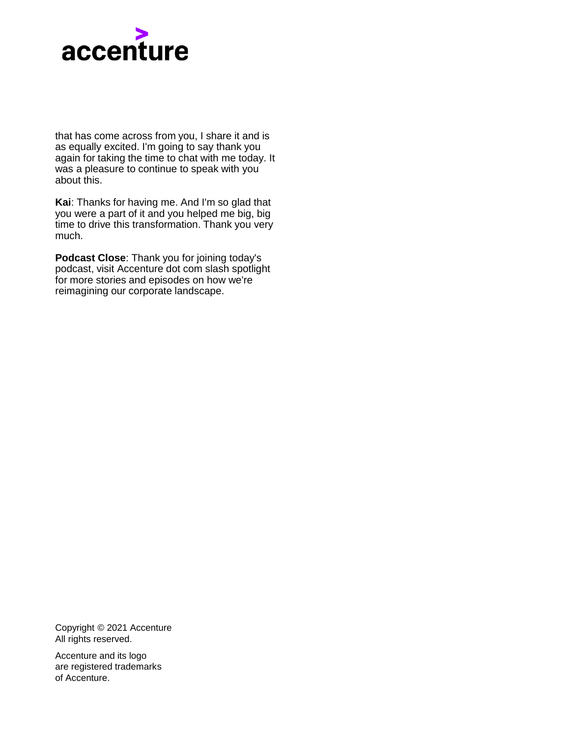that has come across from you, I share it and is as equally excited. I'm going to say thank you again for taking the time to chat with me today. It was a pleasure to continue to speak with you about this.

**Kai**: Thanks for having me. And I'm so glad that you were a part of it and you helped me big, big time to drive this transformation. Thank you very much.

**Podcast Close**: Thank you for joining today's podcast, visit Accenture dot com slash spotlight for more stories and episodes on how we're reimagining our corporate landscape.

Copyright © 2021 Accenture
All rights reserved.

Accenture and its logo are registered trademarks of Accenture.